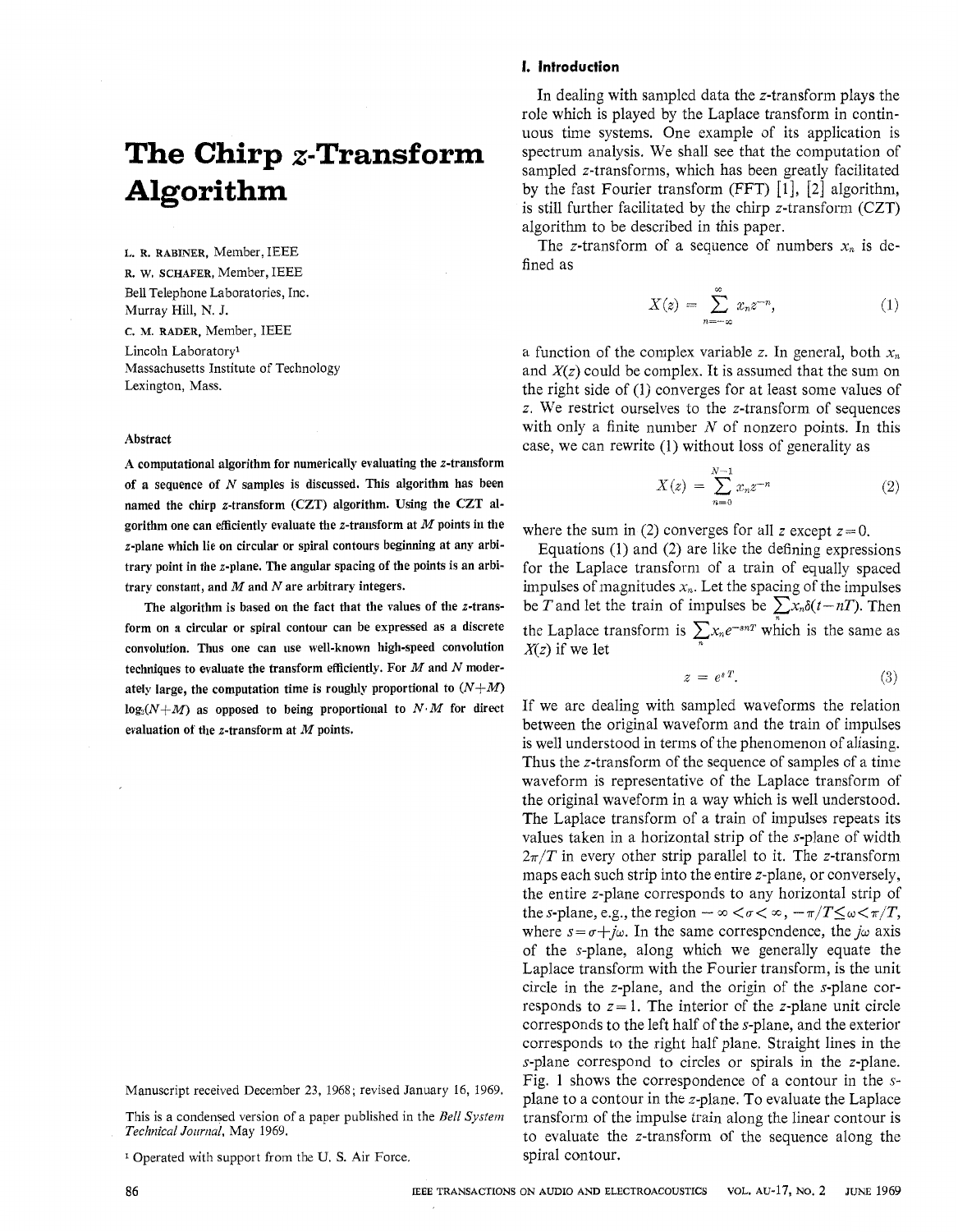# The Chirp $z$-Transform Algorithm

L. R. RABINER, Member, IEEE
R. W. SCHAFER, Member, IEEE
Bell Telephone Laboratories, Inc.
Murray Hill, N. J.

C. M. RADER, Member, IEEE
Lincoln Laboratory[1]
Massachusetts Institute of Technology
Lexington, Mass.

### Abstract

**A computational algorithm for numerically evaluating the $z$-transform of a sequence of $N$ samples is discussed. This algorithm has been named the chirp $z$-transform (CZT) algorithm. Using the CZT algorithm one can efficiently evaluate the $z$-transform at $M$ points in the $z$-plane which lie on circular or spiral contours beginning at any arbitrary point in the $z$-plane. The angular spacing of the points is an arbitrary constant, and $M$ and $N$ are arbitrary integers.**

**The algorithm is based on the fact that the values of the $z$-transform on a circular or spiral contour can be expressed as a discrete convolution. Thus one can use well-known high-speed convolution techniques to evaluate the transform efficiently. For $M$ and $N$ moderately large, the computation time is roughly proportional to $(N+M)\log_2(N+M)$ as opposed to being proportional to $N \cdot M$ for direct evaluation of the $z$-transform at $M$ points.**

Manuscript received December 23, 1968; revised January 16, 1969.

This is a condensed version of a paper published in the *Bell System Technical Journal*, May 1969.

[1] Operated with support from the U. S. Air Force.

## I. Introduction

In dealing with sampled data the $z$-transform plays the role which is played by the Laplace transform in continuous time systems. One example of its application is spectrum analysis. We shall see that the computation of sampled $z$-transforms, which has been greatly facilitated by the fast Fourier transform (FFT) [1], [2] algorithm, is still further facilitated by the chirp $z$-transform (CZT) algorithm to be described in this paper.

The $z$-transform of a sequence of numbers $x_n$ is defined as

$$X(z) = \sum_{n=-\infty}^{\infty} x_n z^{-n}, \tag{1}$$

a function of the complex variable $z$. In general, both $x_n$ and $X(z)$ could be complex. It is assumed that the sum on the right side of (1) converges for at least some values of $z$. We restrict ourselves to the $z$-transform of sequences with only a finite number $N$ of nonzero points. In this case, we can rewrite (1) without loss of generality as

$$X(z) = \sum_{n=0}^{N-1} x_n z^{-n} \tag{2}$$

where the sum in (2) converges for all $z$ except $z=0$.

Equations (1) and (2) are like the defining expressions for the Laplace transform of a train of equally spaced impulses of magnitudes $x_n$. Let the spacing of the impulses be $T$ and let the train of impulses be $\sum_n x_n \delta(t-nT)$. Then the Laplace transform is $\sum_n x_n e^{-snT}$ which is the same as $X(z)$ if we let

$$z = e^{sT}. \tag{3}$$

If we are dealing with sampled waveforms the relation between the original waveform and the train of impulses is well understood in terms of the phenomenon of aliasing. Thus the $z$-transform of the sequence of samples of a time waveform is representative of the Laplace transform of the original waveform in a way which is well understood. The Laplace transform of a train of impulses repeats its values taken in a horizontal strip of the $s$-plane of width $2\pi/T$ in every other strip parallel to it. The $z$-transform maps each such strip into the entire $z$-plane, or conversely, the entire $z$-plane corresponds to any horizontal strip of the $s$-plane, e.g., the region $-\infty < \sigma < \infty$, $-\pi/T \leq \omega < \pi/T$, where $s = \sigma + j\omega$. In the same correspondence, the $j\omega$ axis of the $s$-plane, along which we generally equate the Laplace transform with the Fourier transform, is the unit circle in the $z$-plane, and the origin of the $s$-plane corresponds to $z=1$. The interior of the $z$-plane unit circle corresponds to the left half of the $s$-plane, and the exterior corresponds to the right half plane. Straight lines in the $s$-plane correspond to circles or spirals in the $z$-plane. Fig. 1 shows the correspondence of a contour in the $s$-plane to a contour in the $z$-plane. To evaluate the Laplace transform of the impulse train along the linear contour is to evaluate the $z$-transform of the sequence along the spiral contour.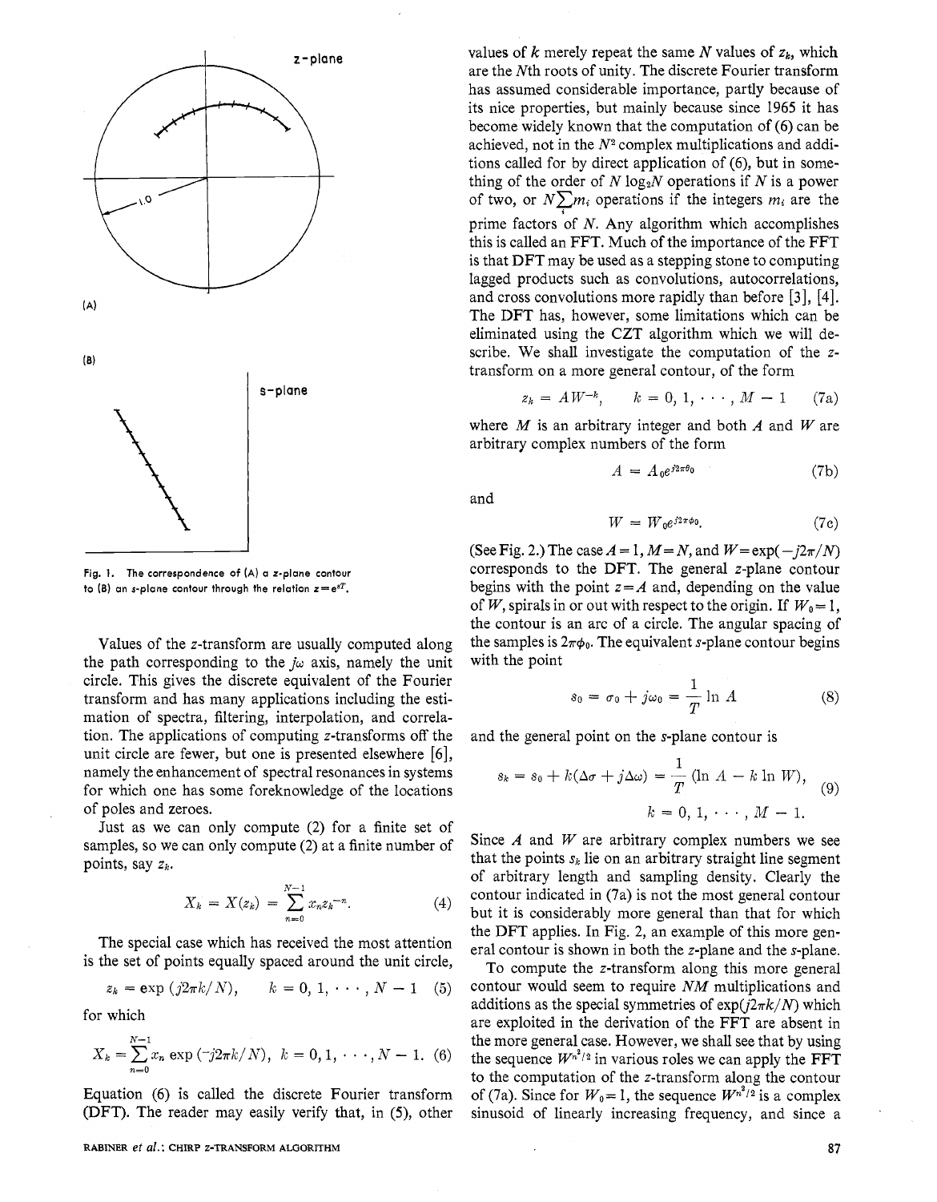(A)

(B)

Fig. 1. The correspondence of (A) a z-plane contour to (B) an s-plane contour through the relation $z=e^{sT}$.

Values of the z-transform are usually computed along the path corresponding to the $j\omega$ axis, namely the unit circle. This gives the discrete equivalent of the Fourier transform and has many applications including the estimation of spectra, filtering, interpolation, and correlation. The applications of computing z-transforms off the unit circle are fewer, but one is presented elsewhere [6], namely the enhancement of spectral resonances in systems for which one has some foreknowledge of the locations of poles and zeroes.

Just as we can only compute (2) for a finite set of samples, so we can only compute (2) at a finite number of points, say $z_k$.

$$X_k = X(z_k) = \sum_{n=0}^{N-1} x_n z_k^{-n}. \tag{4}$$

The special case which has received the most attention is the set of points equally spaced around the unit circle,

$$z_k = \exp(j2\pi k/N), \qquad k = 0, 1, \cdots, N-1 \tag{5}$$

for which

$$X_k = \sum_{n=0}^{N-1} x_n \exp(-j2\pi k/N), \quad k = 0, 1, \cdots, N-1. \tag{6}$$

Equation (6) is called the discrete Fourier transform (DFT). The reader may easily verify that, in (5), other values of $k$ merely repeat the same $N$ values of $z_k$, which are the $N$th roots of unity. The discrete Fourier transform has assumed considerable importance, partly because of its nice properties, but mainly because since 1965 it has become widely known that the computation of (6) can be achieved, not in the $N^2$ complex multiplications and additions called for by direct application of (6), but in something of the order of $N \log_2 N$ operations if $N$ is a power of two, or $N\sum m_i$ operations if the integers $m_i$ are the prime factors of $N$. Any algorithm which accomplishes this is called an FFT. Much of the importance of the FFT is that DFT may be used as a stepping stone to computing lagged products such as convolutions, autocorrelations, and cross convolutions more rapidly than before [3], [4]. The DFT has, however, some limitations which can be eliminated using the CZT algorithm which we will describe. We shall investigate the computation of the z-transform on a more general contour, of the form

$$z_k = AW^{-k}, \qquad k = 0, 1, \cdots, M-1 \tag{7a}$$

where $M$ is an arbitrary integer and both $A$ and $W$ are arbitrary complex numbers of the form

$$A = A_0 e^{j2\pi\theta_0} \tag{7b}$$

and

$$W = W_0 e^{j2\pi\phi_0}. \tag{7c}$$

(See Fig. 2.) The case $A=1$, $M=N$, and $W=\exp(-j2\pi/N)$ corresponds to the DFT. The general z-plane contour begins with the point $z=A$ and, depending on the value of $W$, spirals in or out with respect to the origin. If $W_0=1$, the contour is an arc of a circle. The angular spacing of the samples is $2\pi\phi_0$. The equivalent s-plane contour begins with the point

$$s_0 = \sigma_0 + j\omega_0 = \frac{1}{T}\ln A \tag{8}$$

and the general point on the s-plane contour is

$$s_k = s_0 + k(\Delta\sigma + j\Delta\omega) = \frac{1}{T}(\ln A - k \ln W), \qquad k = 0, 1, \cdots, M-1. \tag{9}$$

Since $A$ and $W$ are arbitrary complex numbers we see that the points $s_k$ lie on an arbitrary straight line segment of arbitrary length and sampling density. Clearly the contour indicated in (7a) is not the most general contour but it is considerably more general than that for which the DFT applies. In Fig. 2, an example of this more general contour is shown in both the z-plane and the s-plane.

To compute the z-transform along this more general contour would seem to require $NM$ multiplications and additions as the special symmetries of $\exp(j2\pi k/N)$ which are exploited in the derivation of the FFT are absent in the more general case. However, we shall see that by using the sequence $W^{n^2/2}$ in various roles we can apply the FFT to the computation of the z-transform along the contour of (7a). Since for $W_0=1$, the sequence $W^{n^2/2}$ is a complex sinusoid of linearly increasing frequency, and since a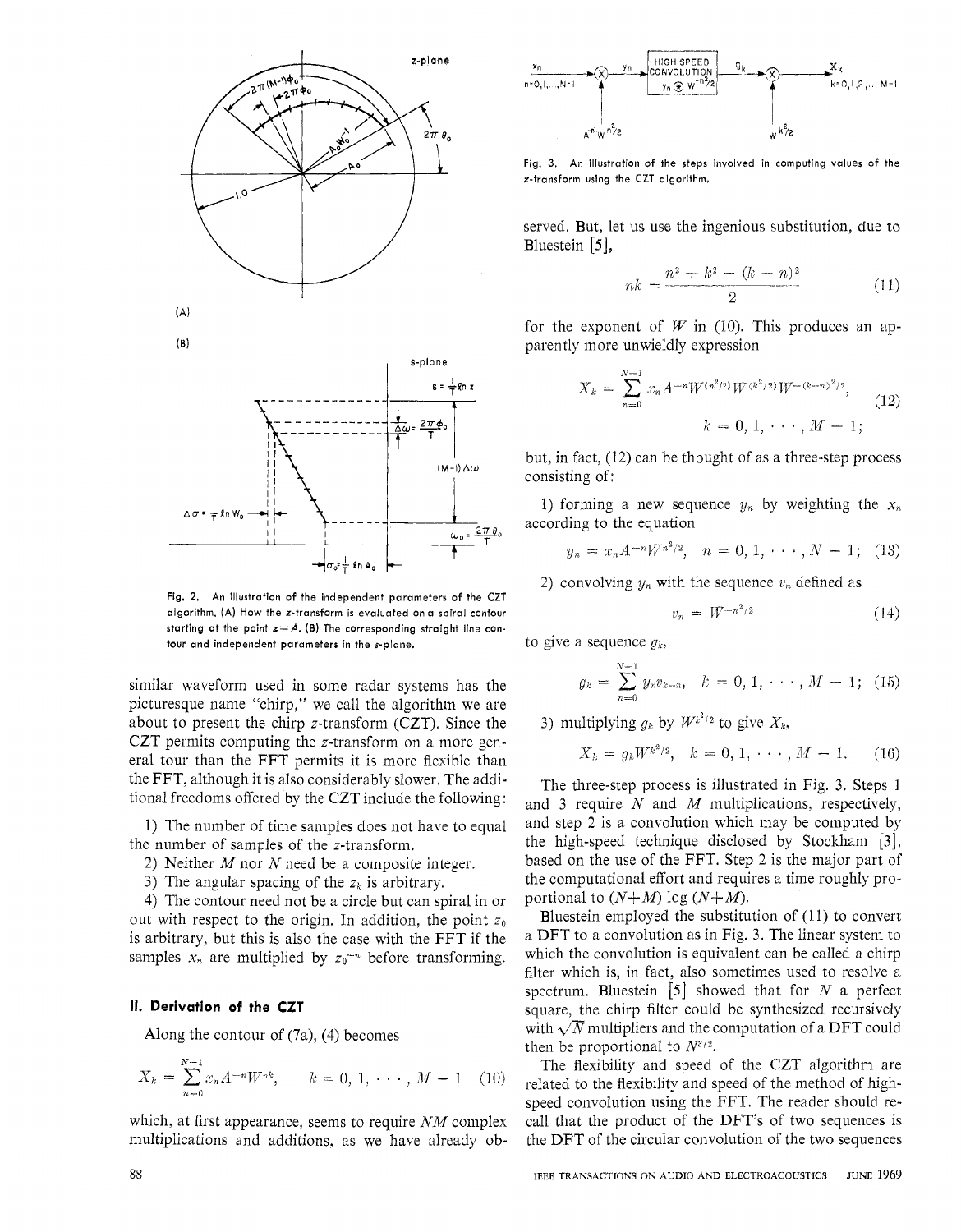Fig. 2. An illustration of the independent parameters of the CZT algorithm. (A) How the z-transform is evaluated on a spiral contour starting at the point $z=A$. (B) The corresponding straight line contour and independent parameters in the s-plane.

similar waveform used in some radar systems has the picturesque name "chirp," we call the algorithm we are about to present the chirp z-transform (CZT). Since the CZT permits computing the z-transform on a more general tour than the FFT permits it is more flexible than the FFT, although it is also considerably slower. The additional freedoms offered by the CZT include the following:

1) The number of time samples does not have to equal the number of samples of the z-transform.
2) Neither $M$ nor $N$ need be a composite integer.
3) The angular spacing of the $z_k$ is arbitrary.
4) The contour need not be a circle but can spiral in or out with respect to the origin. In addition, the point $z_0$ is arbitrary, but this is also the case with the FFT if the samples $x_n$ are multiplied by $z_0^{-n}$ before transforming.

## II. Derivation of the CZT

Along the contour of (7a), (4) becomes

$$X_k = \sum_{n=0}^{N-1} x_n A^{-n} W^{nk}, \qquad k = 0, 1, \cdots, M-1 \tag{10}$$

which, at first appearance, seems to require $NM$ complex multiplications and additions, as we have already observed. But, let us use the ingenious substitution, due to Bluestein [5],

$$nk = \frac{n^2 + k^2 - (k-n)^2}{2} \tag{11}$$

for the exponent of $W$ in (10). This produces an apparently more unwieldy expression

$$X_k = \sum_{n=0}^{N-1} x_n A^{-n} W^{(n^2/2)} W^{(k^2/2)} W^{-(k-n)^2/2}, \qquad k = 0, 1, \cdots, M-1; \tag{12}$$

but, in fact, (12) can be thought of as a three-step process consisting of:

1) forming a new sequence $y_n$ by weighting the $x_n$ according to the equation

$$y_n = x_n A^{-n} W^{n^2/2}, \quad n = 0, 1, \cdots, N-1; \tag{13}$$

2) convolving $y_n$ with the sequence $v_n$ defined as

$$v_n = W^{-n^2/2} \tag{14}$$

to give a sequence $g_k$,

$$g_k = \sum_{n=0}^{N-1} y_n v_{k-n}, \quad k = 0, 1, \cdots, M-1; \tag{15}$$

3) multiplying $g_k$ by $W^{k^2/2}$ to give $X_k$,

$$X_k = g_k W^{k^2/2}, \quad k = 0, 1, \cdots, M-1. \tag{16}$$

Fig. 3. An illustration of the steps involved in computing values of the z-transform using the CZT algorithm.

The three-step process is illustrated in Fig. 3. Steps 1 and 3 require $N$ and $M$ multiplications, respectively, and step 2 is a convolution which may be computed by the high-speed technique disclosed by Stockham [3], based on the use of the FFT. Step 2 is the major part of the computational effort and requires a time roughly proportional to $(N+M)\log(N+M)$.

Bluestein employed the substitution of (11) to convert a DFT to a convolution as in Fig. 3. The linear system to which the convolution is equivalent can be called a chirp filter which is, in fact, also sometimes used to resolve a spectrum. Bluestein [5] showed that for $N$ a perfect square, the chirp filter could be synthesized recursively with $\sqrt{N}$ multipliers and the computation of a DFT could then be proportional to $N^{3/2}$.

The flexibility and speed of the CZT algorithm are related to the flexibility and speed of the method of high-speed convolution using the FFT. The reader should recall that the product of the DFT's of two sequences is the DFT of the circular convolution of the two sequences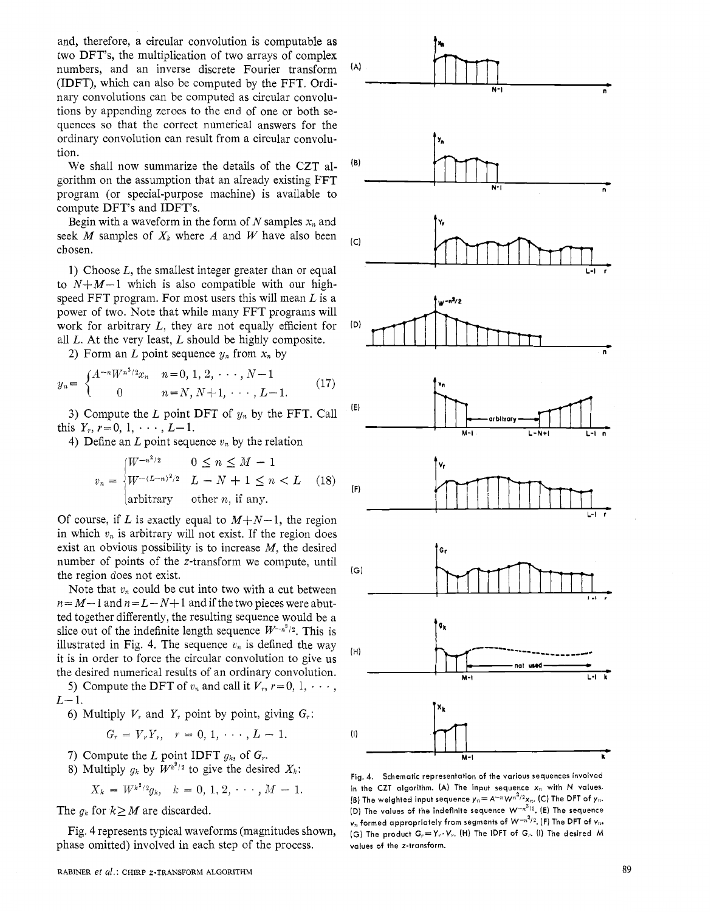and, therefore, a circular convolution is computable as two DFT's, the multiplication of two arrays of complex numbers, and an inverse discrete Fourier transform (IDFT), which can also be computed by the FFT. Ordinary convolutions can be computed as circular convolutions by appending zeroes to the end of one or both sequences so that the correct numerical answers for the ordinary convolution can result from a circular convolution.

We shall now summarize the details of the CZT algorithm on the assumption that an already existing FFT program (or special-purpose machine) is available to compute DFT's and IDFT's.

Begin with a waveform in the form of $N$ samples $x_n$ and seek $M$ samples of $X_k$ where $A$ and $W$ have also been chosen.

1) Choose $L$, the smallest integer greater than or equal to $N+M-1$ which is also compatible with our high-speed FFT program. For most users this will mean $L$ is a power of two. Note that while many FFT programs will work for arbitrary $L$, they are not equally efficient for all $L$. At the very least, $L$ should be highly composite.

2) Form an $L$ point sequence $y_n$ from $x_n$ by

$$y_n = \begin{cases} A^{-n}W^{n^2/2}x_n & n = 0, 1, 2, \cdots, N-1 \\ 0 & n = N, N+1, \cdots, L-1. \end{cases} \tag{17}$$

3) Compute the $L$ point DFT of $y_n$ by the FFT. Call this $Y_r$, $r = 0, 1, \cdots, L-1$.

4) Define an $L$ point sequence $v_n$ by the relation

$$v_n = \begin{cases} W^{-n^2/2} & 0 \leq n \leq M-1 \\ W^{-(L-n)^2/2} & L-N+1 \leq n < L \\ \text{arbitrary} & \text{other } n, \text{ if any.} \end{cases} \tag{18}$$

Of course, if $L$ is exactly equal to $M+N-1$, the region in which $v_n$ is arbitrary will not exist. If the region does exist an obvious possibility is to increase $M$, the desired number of points of the $z$-transform we compute, until the region does not exist.

Note that $v_n$ could be cut into two with a cut between $n = M-1$ and $n = L-N+1$ and if the two pieces were abutted together differently, the resulting sequence would be a slice out of the indefinite length sequence $W^{-n^2/2}$. This is illustrated in Fig. 4. The sequence $v_n$ is defined the way it is in order to force the circular convolution to give us the desired numerical results of an ordinary convolution.

5) Compute the DFT of $v_n$ and call it $V_r$, $r = 0, 1, \cdots, L-1$.

6) Multiply $V_r$ and $Y_r$ point by point, giving $G_r$:

$$G_r = V_r Y_r, \quad r = 0, 1, \cdots, L-1.$$

7) Compute the $L$ point IDFT $g_k$, of $G_r$.

8) Multiply $g_k$ by $W^{k^2/2}$ to give the desired $X_k$:

$$X_k = W^{k^2/2} g_k, \quad k = 0, 1, 2, \cdots, M-1.$$

The $g_k$ for $k \geq M$ are discarded.

Fig. 4 represents typical waveforms (magnitudes shown, phase omitted) involved in each step of the process.

Fig. 4. Schematic representation of the various sequences involved in the CZT algorithm. (A) The input sequence $x_n$ with $N$ values. (B) The weighted input sequence $y_n = A^{-n}W^{n^2/2}x_n$. (C) The DFT of $y_n$. (D) The values of the indefinite sequence $W^{-n^2/2}$. (E) The sequence $v_n$ formed appropriately from segments of $W^{-n^2/2}$. (F) The DFT of $v_n$. (G) The product $G_r = Y_r \cdot V_r$. (H) The IDFT of $G_r$. (I) The desired $M$ values of the $z$-transform.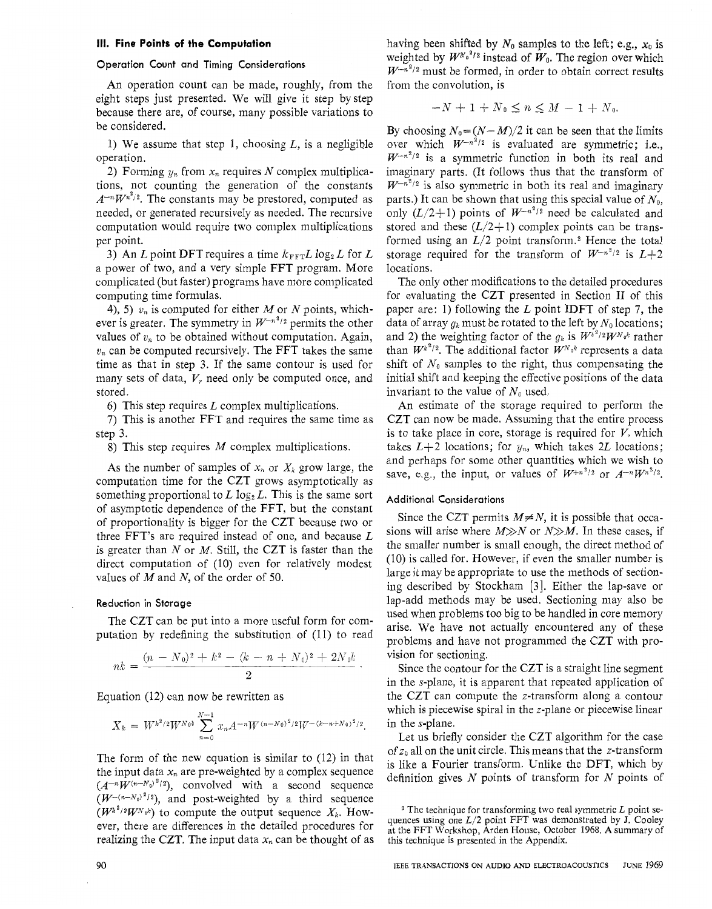## III. Fine Points of the Computation

### Operation Count and Timing Considerations

An operation count can be made, roughly, from the eight steps just presented. We will give it step by step because there are, of course, many possible variations to be considered.

1) We assume that step 1, choosing $L$, is a negligible operation.

2) Forming $y_n$ from $x_n$ requires $N$ complex multiplications, not counting the generation of the constants $A^{-n}W^{n^2/2}$. The constants may be prestored, computed as needed, or generated recursively as needed. The recursive computation would require two complex multiplications per point.

3) An $L$ point DFT requires a time $k_{FFT}L \log_2 L$ for $L$ a power of two, and a very simple FFT program. More complicated (but faster) programs have more complicated computing time formulas.

4), 5) $v_n$ is computed for either $M$ or $N$ points, whichever is greater. The symmetry in $W^{-n^2/2}$ permits the other values of $v_n$ to be obtained without computation. Again, $v_n$ can be computed recursively. The FFT takes the same time as that in step 3. If the same contour is used for many sets of data, $V_r$ need only be computed once, and stored.

6) This step requires $L$ complex multiplications.

7) This is another FFT and requires the same time as step 3.

8) This step requires $M$ complex multiplications.

As the number of samples of $x_n$ or $X_k$ grow large, the computation time for the CZT grows asymptotically as something proportional to $L \log_2 L$. This is the same sort of asymptotic dependence of the FFT, but the constant of proportionality is bigger for the CZT because two or three FFT's are required instead of one, and because $L$ is greater than $N$ or $M$. Still, the CZT is faster than the direct computation of (10) even for relatively modest values of $M$ and $N$, of the order of 50.

### Reduction in Storage

The CZT can be put into a more useful form for computation by redefining the substitution of (11) to read

$$nk = \frac{(n - N_0)^2 + k^2 - (k - n + N_0)^2 + 2N_0 k}{2}.$$

Equation (12) can now be rewritten as

$$X_k = W^{k^2/2}W^{N_0 k} \sum_{n=0}^{N-1} x_n A^{-n} W^{(n-N_0)^2/2} W^{-(k-n+N_0)^2/2}.$$

The form of the new equation is similar to (12) in that the input data $x_n$ are pre-weighted by a complex sequence $(A^{-n}W^{(n-N_0)^2/2})$, convolved with a second sequence $(W^{-(n-N_0)^2/2})$, and post-weighted by a third sequence $(W^{k^2/2}W^{N_0 k})$ to compute the output sequence $X_k$. However, there are differences in the detailed procedures for realizing the CZT. The input data $x_n$ can be thought of as having been shifted by $N_0$ samples to the left; e.g., $x_0$ is weighted by $W^{N_0^2/2}$ instead of $W_0$. The region over which $W^{-n^2/2}$ must be formed, in order to obtain correct results from the convolution, is

$$-N + 1 + N_0 \leq n \leq M - 1 + N_0.$$

By choosing $N_0 = (N - M)/2$ it can be seen that the limits over which $W^{-n^2/2}$ is evaluated are symmetric; i.e., $W^{-n^2/2}$ is a symmetric function in both its real and imaginary parts. (It follows thus that the transform of $W^{-n^2/2}$ is also symmetric in both its real and imaginary parts.) It can be shown that using this special value of $N_0$, only $(L/2+1)$ points of $W^{-n^2/2}$ need be calculated and stored and these $(L/2+1)$ complex points can be transformed using an $L/2$ point transform.[2] Hence the total storage required for the transform of $W^{-n^2/2}$ is $L+2$ locations.

The only other modifications to the detailed procedures for evaluating the CZT presented in Section II of this paper are: 1) following the $L$ point IDFT of step 7, the data of array $g_k$ must be rotated to the left by $N_0$ locations; and 2) the weighting factor of the $g_k$ is $W^{k^2/2}W^{N_0 k}$ rather than $W^{k^2/2}$. The additional factor $W^{N_0 k}$ represents a data shift of $N_0$ samples to the right, thus compensating the initial shift and keeping the effective positions of the data invariant to the value of $N_0$ used.

An estimate of the storage required to perform the CZT can now be made. Assuming that the entire process is to take place in core, storage is required for $V_r$ which takes $L+2$ locations; for $y_n$, which takes $2L$ locations; and perhaps for some other quantities which we wish to save, e.g., the input, or values of $W^{+n^2/2}$ or $A^{-n}W^{n^2/2}$.

### Additional Considerations

Since the CZT permits $M \neq N$, it is possible that occasions will arise where $M \gg N$ or $N \gg M$. In these cases, if the smaller number is small enough, the direct method of (10) is called for. However, if even the smaller number is large it may be appropriate to use the methods of sectioning described by Stockham [3]. Either the lap-save or lap-add methods may be used. Sectioning may also be used when problems too big to be handled in core memory arise. We have not actually encountered any of these problems and have not programmed the CZT with provision for sectioning.

Since the contour for the CZT is a straight line segment in the $s$-plane, it is apparent that repeated application of the CZT can compute the $z$-transform along a contour which is piecewise spiral in the $z$-plane or piecewise linear in the $s$-plane.

Let us briefly consider the CZT algorithm for the case of $z_k$ all on the unit circle. This means that the $z$-transform is like a Fourier transform. Unlike the DFT, which by definition gives $N$ points of transform for $N$ points of

[2] The technique for transforming two real symmetric $L$ point sequences using one $L/2$ point FFT was demonstrated by J. Cooley at the FFT Workshop, Arden House, October 1968. A summary of this technique is presented in the Appendix.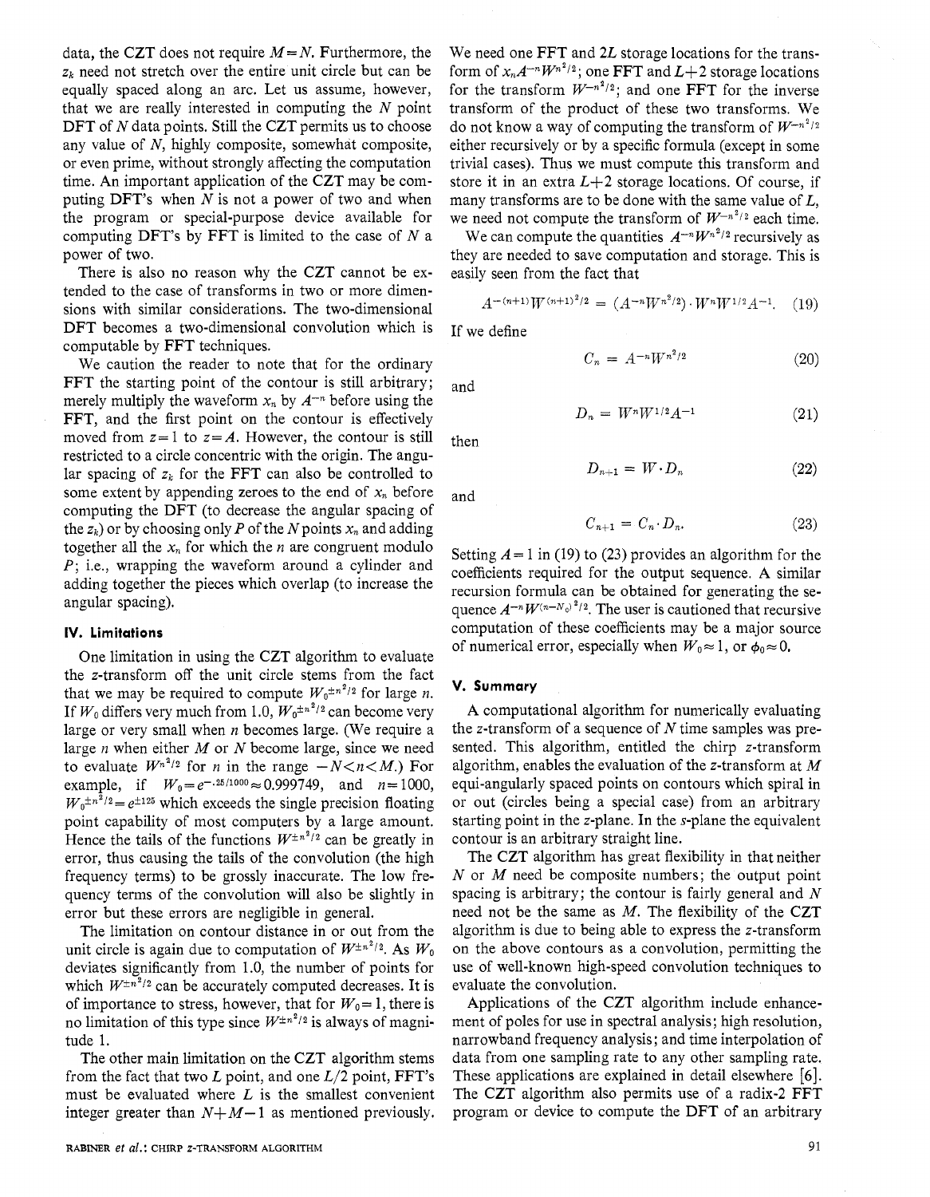data, the CZT does not require $M=N$. Furthermore, the $z_k$ need not stretch over the entire unit circle but can be equally spaced along an arc. Let us assume, however, that we are really interested in computing the $N$ point DFT of $N$ data points. Still the CZT permits us to choose any value of $N$, highly composite, somewhat composite, or even prime, without strongly affecting the computation time. An important application of the CZT may be computing DFT's when $N$ is not a power of two and when the program or special-purpose device available for computing DFT's by FFT is limited to the case of $N$ a power of two.

There is also no reason why the CZT cannot be extended to the case of transforms in two or more dimensions with similar considerations. The two-dimensional DFT becomes a two-dimensional convolution which is computable by FFT techniques.

We caution the reader to note that for the ordinary FFT the starting point of the contour is still arbitrary; merely multiply the waveform $x_n$ by $A^{-n}$ before using the FFT, and the first point on the contour is effectively moved from $z=1$ to $z=A$. However, the contour is still restricted to a circle concentric with the origin. The angular spacing of $z_k$ for the FFT can also be controlled to some extent by appending zeroes to the end of $x_n$ before computing the DFT (to decrease the angular spacing of the $z_k$) or by choosing only $P$ of the $N$ points $x_n$ and adding together all the $x_n$ for which the $n$ are congruent modulo $P$; i.e., wrapping the waveform around a cylinder and adding together the pieces which overlap (to increase the angular spacing).

## IV. Limitations

One limitation in using the CZT algorithm to evaluate the z-transform off the unit circle stems from the fact that we may be required to compute $W_0^{\pm n^2/2}$ for large $n$. If $W_0$ differs very much from 1.0, $W_0^{\pm n^2/2}$ can become very large or very small when $n$ becomes large. (We require a large $n$ when either $M$ or $N$ become large, since we need to evaluate $W^{n^2/2}$ for $n$ in the range $-N<n<M$.) For example, if $W_0=e^{-.25/1000}\approx 0.999749$, and $n=1000$, $W_0^{\pm n^2/2}=e^{\pm 125}$ which exceeds the single precision floating point capability of most computers by a large amount. Hence the tails of the functions $W^{\pm n^2/2}$ can be greatly in error, thus causing the tails of the convolution (the high frequency terms) to be grossly inaccurate. The low frequency terms of the convolution will also be slightly in error but these errors are negligible in general.

The limitation on contour distance in or out from the unit circle is again due to computation of $W^{\pm n^2/2}$. As $W_0$ deviates significantly from 1.0, the number of points for which $W^{\pm n^2/2}$ can be accurately computed decreases. It is of importance to stress, however, that for $W_0=1$, there is no limitation of this type since $W^{\pm n^2/2}$ is always of magnitude 1.

The other main limitation on the CZT algorithm stems from the fact that two $L$ point, and one $L/2$ point, FFT's must be evaluated where $L$ is the smallest convenient integer greater than $N+M-1$ as mentioned previously. We need one FFT and $2L$ storage locations for the transform of $x_nA^{-n}W^{n^2/2}$; one FFT and $L+2$ storage locations for the transform $W^{-n^2/2}$; and one FFT for the inverse transform of the product of these two transforms. We do not know a way of computing the transform of $W^{-n^2/2}$ either recursively or by a specific formula (except in some trivial cases). Thus we must compute this transform and store it in an extra $L+2$ storage locations. Of course, if many transforms are to be done with the same value of $L$, we need not compute the transform of $W^{-n^2/2}$ each time.

We can compute the quantities $A^{-n}W^{n^2/2}$ recursively as they are needed to save computation and storage. This is easily seen from the fact that

$$A^{-(n+1)}W^{(n+1)^2/2} = (A^{-n}W^{n^2/2})\cdot W^nW^{1/2}A^{-1}. \tag{19}$$

If we define

$$C_n = A^{-n}W^{n^2/2} \tag{20}$$

and

$$D_n = W^nW^{1/2}A^{-1} \tag{21}$$

then

$$D_{n+1} = W\cdot D_n \tag{22}$$

and

$$C_{n+1} = C_n\cdot D_n. \tag{23}$$

Setting $A=1$ in (19) to (23) provides an algorithm for the coefficients required for the output sequence. A similar recursion formula can be obtained for generating the sequence $A^{-n}W^{(n-N_0)^2/2}$. The user is cautioned that recursive computation of these coefficients may be a major source of numerical error, especially when $W_0\approx 1$, or $\phi_0\approx 0$.

## V. Summary

A computational algorithm for numerically evaluating the z-transform of a sequence of $N$ time samples was presented. This algorithm, entitled the chirp z-transform algorithm, enables the evaluation of the z-transform at $M$ equi-angularly spaced points on contours which spiral in or out (circles being a special case) from an arbitrary starting point in the z-plane. In the s-plane the equivalent contour is an arbitrary straight line.

The CZT algorithm has great flexibility in that neither $N$ or $M$ need be composite numbers; the output point spacing is arbitrary; the contour is fairly general and $N$ need not be the same as $M$. The flexibility of the CZT algorithm is due to being able to express the z-transform on the above contours as a convolution, permitting the use of well-known high-speed convolution techniques to evaluate the convolution.

Applications of the CZT algorithm include enhancement of poles for use in spectral analysis; high resolution, narrowband frequency analysis; and time interpolation of data from one sampling rate to any other sampling rate. These applications are explained in detail elsewhere [6]. The CZT algorithm also permits use of a radix-2 FFT program or device to compute the DFT of an arbitrary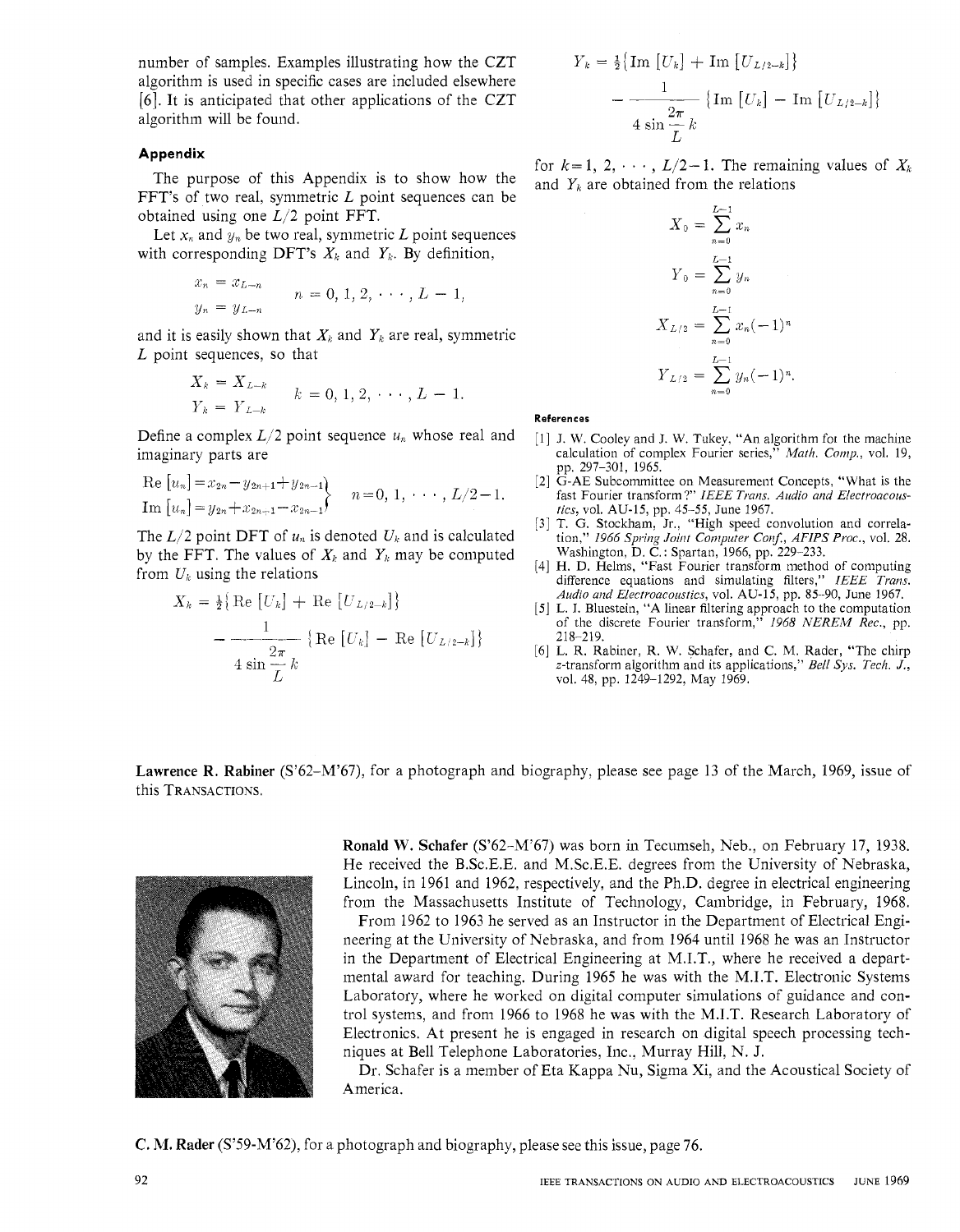number of samples. Examples illustrating how the CZT algorithm is used in specific cases are included elsewhere [6]. It is anticipated that other applications of the CZT algorithm will be found.

## Appendix

The purpose of this Appendix is to show how the FFT's of two real, symmetric $L$ point sequences can be obtained using one $L/2$ point FFT.

Let $x_n$ and $y_n$ be two real, symmetric $L$ point sequences with corresponding DFT's $X_k$ and $Y_k$. By definition,

$$\begin{aligned} x_n &= x_{L-n} \\ y_n &= y_{L-n} \end{aligned} \qquad n = 0, 1, 2, \cdots, L-1,$$

and it is easily shown that $X_k$ and $Y_k$ are real, symmetric $L$ point sequences, so that

$$\begin{aligned} X_k &= X_{L-k} \\ Y_k &= Y_{L-k} \end{aligned} \qquad k = 0, 1, 2, \cdots, L-1.$$

Define a complex $L/2$ point sequence $u_n$ whose real and imaginary parts are

$$\left.\begin{aligned} \text{Re}\,[u_n] &= x_{2n} - y_{2n+1} + y_{2n-1} \\ \text{Im}\,[u_n] &= y_{2n} + x_{2n+1} - x_{2n-1} \end{aligned}\right\} \qquad n = 0, 1, \cdots, L/2 - 1.$$

The $L/2$ point DFT of $u_n$ is denoted $U_k$ and is calculated by the FFT. The values of $X_k$ and $Y_k$ may be computed from $U_k$ using the relations

$$X_k = \tfrac{1}{2}\{\text{Re}\,[U_k] + \text{Re}\,[U_{L/2-k}]\} - \frac{1}{4\sin\frac{2\pi}{L}k}\{\text{Re}\,[U_k] - \text{Re}\,[U_{L/2-k}]\}$$

$$Y_k = \tfrac{1}{2}\{\text{Im}\,[U_k] + \text{Im}\,[U_{L/2-k}]\} - \frac{1}{4\sin\frac{2\pi}{L}k}\{\text{Im}\,[U_k] - \text{Im}\,[U_{L/2-k}]\}$$

for $k = 1, 2, \cdots, L/2 - 1$. The remaining values of $X_k$ and $Y_k$ are obtained from the relations

$$X_0 = \sum_{n=0}^{L-1} x_n$$

$$Y_0 = \sum_{n=0}^{L-1} y_n$$

$$X_{L/2} = \sum_{n=0}^{L-1} x_n(-1)^n$$

$$Y_{L/2} = \sum_{n=0}^{L-1} y_n(-1)^n.$$

### References

[1] J. W. Cooley and J. W. Tukey, "An algorithm for the machine calculation of complex Fourier series," *Math. Comp.*, vol. 19, pp. 297–301, 1965.

[2] G-AE Subcommittee on Measurement Concepts, "What is the fast Fourier transform?" *IEEE Trans. Audio and Electroacoustics*, vol. AU-15, pp. 45–55, June 1967.

[3] T. G. Stockham, Jr., "High speed convolution and correlation," *1966 Spring Joint Computer Conf., AFIPS Proc.*, vol. 28. Washington, D. C.: Spartan, 1966, pp. 229–233.

[4] H. D. Helms, "Fast Fourier transform method of computing difference equations and simulating filters," *IEEE Trans. Audio and Electroacoustics*, vol. AU-15, pp. 85–90, June 1967.

[5] L. I. Bluestein, "A linear filtering approach to the computation of the discrete Fourier transform," *1968 NEREM Rec.*, pp. 218–219.

[6] L. R. Rabiner, R. W. Schafer, and C. M. Rader, "The chirp z-transform algorithm and its applications," *Bell Sys. Tech. J.*, vol. 48, pp. 1249–1292, May 1969.

---

**Lawrence R. Rabiner** (S'62–M'67), for a photograph and biography, please see page 13 of the March, 1969, issue of this TRANSACTIONS.

**Ronald W. Schafer** (S'62–M'67) was born in Tecumseh, Neb., on February 17, 1938. He received the B.Sc.E.E. and M.Sc.E.E. degrees from the University of Nebraska, Lincoln, in 1961 and 1962, respectively, and the Ph.D. degree in electrical engineering from the Massachusetts Institute of Technology, Cambridge, in February, 1968.

From 1962 to 1963 he served as an Instructor in the Department of Electrical Engineering at the University of Nebraska, and from 1964 until 1968 he was an Instructor in the Department of Electrical Engineering at M.I.T., where he received a departmental award for teaching. During 1965 he was with the M.I.T. Electronic Systems Laboratory, where he worked on digital computer simulations of guidance and control systems, and from 1966 to 1968 he was with the M.I.T. Research Laboratory of Electronics. At present he is engaged in research on digital speech processing techniques at Bell Telephone Laboratories, Inc., Murray Hill, N. J.

Dr. Schafer is a member of Eta Kappa Nu, Sigma Xi, and the Acoustical Society of America.

**C. M. Rader** (S'59–M'62), for a photograph and biography, please see this issue, page 76.